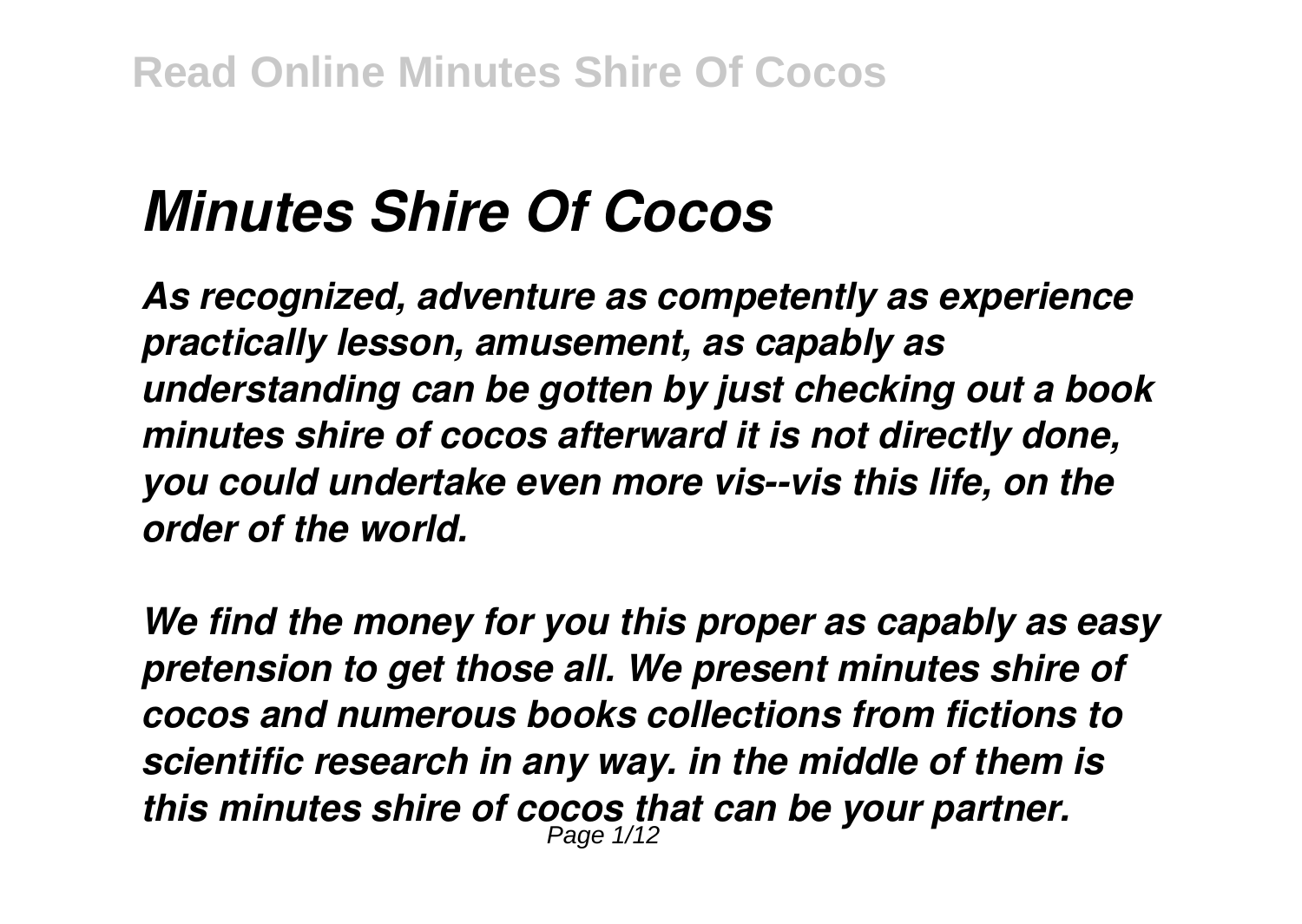# *Minutes Shire Of Cocos*

*As recognized, adventure as competently as experience practically lesson, amusement, as capably as understanding can be gotten by just checking out a book minutes shire of cocos afterward it is not directly done, you could undertake even more vis--vis this life, on the order of the world.*

*We find the money for you this proper as capably as easy pretension to get those all. We present minutes shire of cocos and numerous books collections from fictions to scientific research in any way. in the middle of them is this minutes shire of cocos that can be your partner.*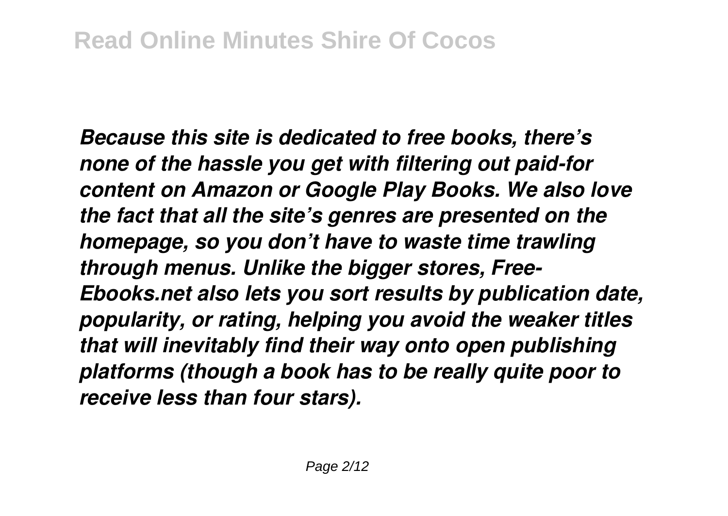*Because this site is dedicated to free books, there's none of the hassle you get with filtering out paid-for content on Amazon or Google Play Books. We also love the fact that all the site's genres are presented on the homepage, so you don't have to waste time trawling through menus. Unlike the bigger stores, Free-Ebooks.net also lets you sort results by publication date, popularity, or rating, helping you avoid the weaker titles that will inevitably find their way onto open publishing platforms (though a book has to be really quite poor to receive less than four stars).*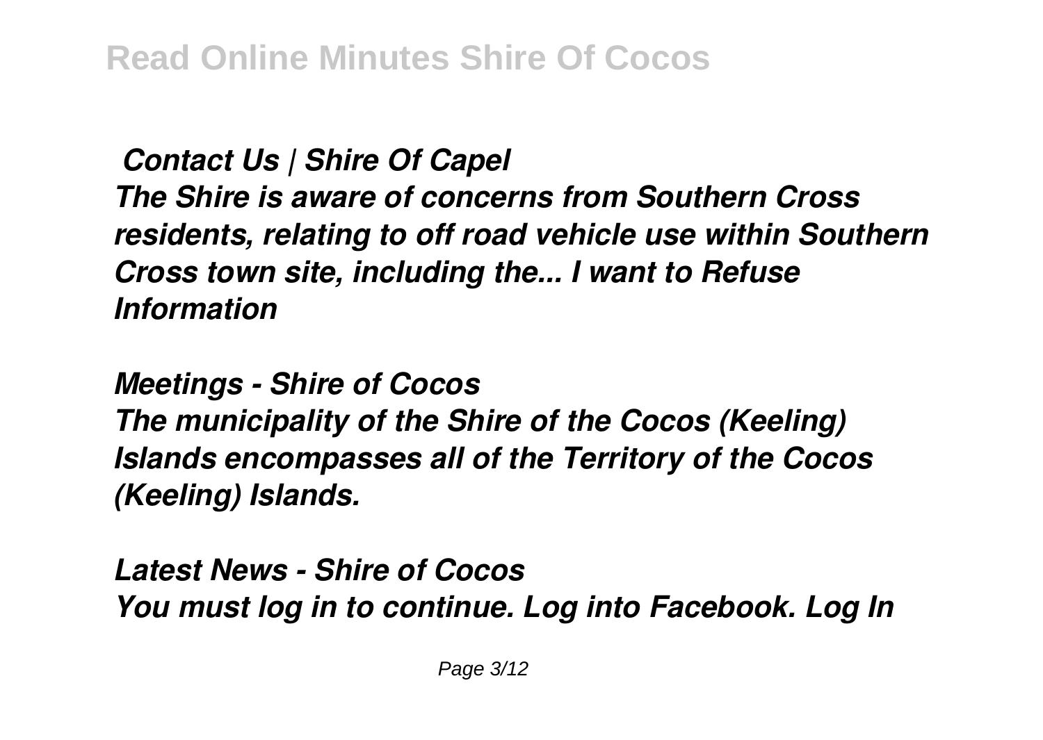*Contact Us | Shire Of Capel*

*The Shire is aware of concerns from Southern Cross residents, relating to off road vehicle use within Southern Cross town site, including the... I want to Refuse Information*

*Meetings - Shire of Cocos*

*The municipality of the Shire of the Cocos (Keeling) Islands encompasses all of the Territory of the Cocos (Keeling) Islands.*

*Latest News - Shire of Cocos*

*You must log in to continue. Log into Facebook. Log In*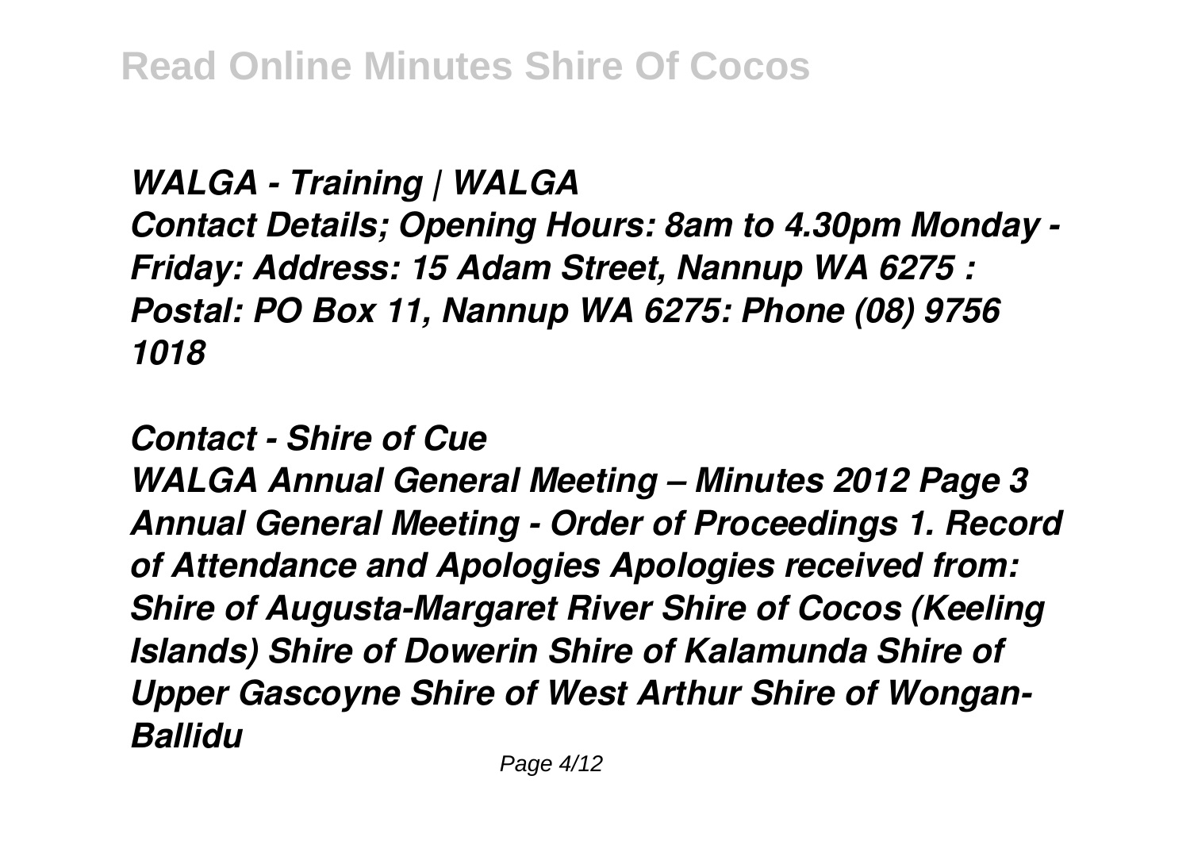***WALGA - Training | WALGA***

***Contact Details; Opening Hours: 8am to 4.30pm Monday - Friday: Address: 15 Adam Street, Nannup WA 6275 : Postal: PO Box 11, Nannup WA 6275: Phone (08) 9756 1018***

***Contact - Shire of Cue***

***WALGA Annual General Meeting – Minutes 2012 Page 3 Annual General Meeting - Order of Proceedings 1. Record of Attendance and Apologies Apologies received from: Shire of Augusta-Margaret River Shire of Cocos (Keeling Islands) Shire of Dowerin Shire of Kalamunda Shire of Upper Gascoyne Shire of West Arthur Shire of Wongan-Ballidu***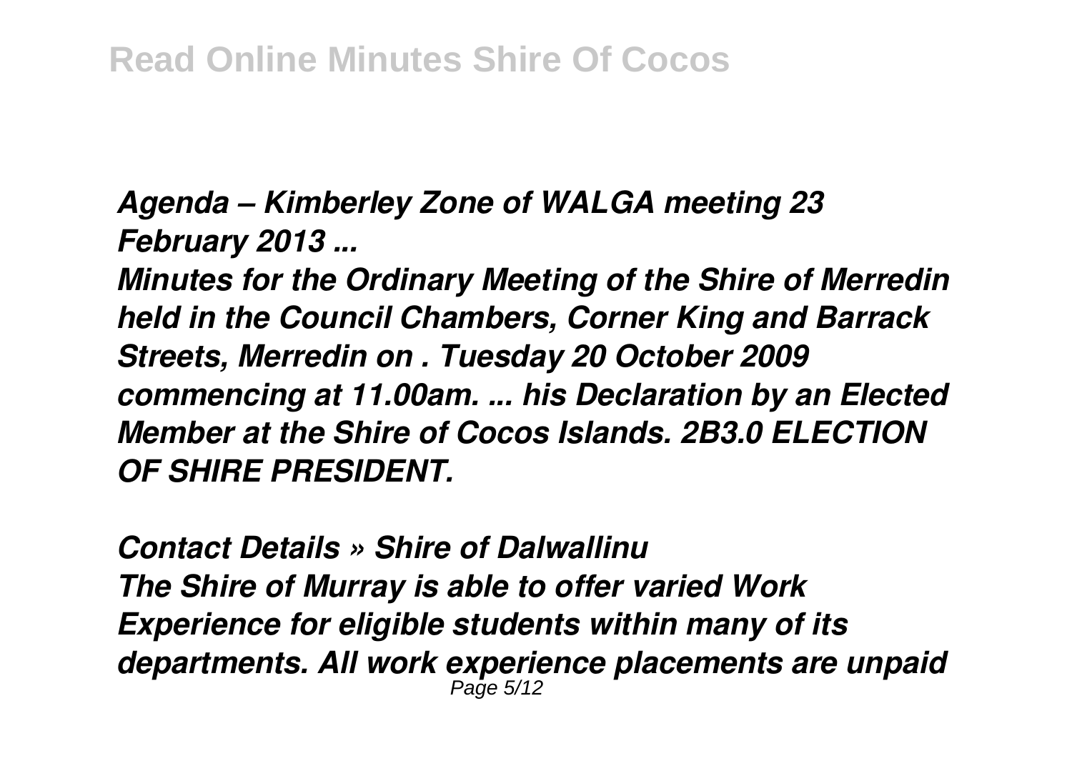***Agenda – Kimberley Zone of WALGA meeting 23 February 2013 ...***

***Minutes for the Ordinary Meeting of the Shire of Merredin held in the Council Chambers, Corner King and Barrack Streets, Merredin on . Tuesday 20 October 2009 commencing at 11.00am. ... his Declaration by an Elected Member at the Shire of Cocos Islands. 2B3.0 ELECTION OF SHIRE PRESIDENT.***

***Contact Details » Shire of Dalwallinu***

***The Shire of Murray is able to offer varied Work Experience for eligible students within many of its departments. All work experience placements are unpaid***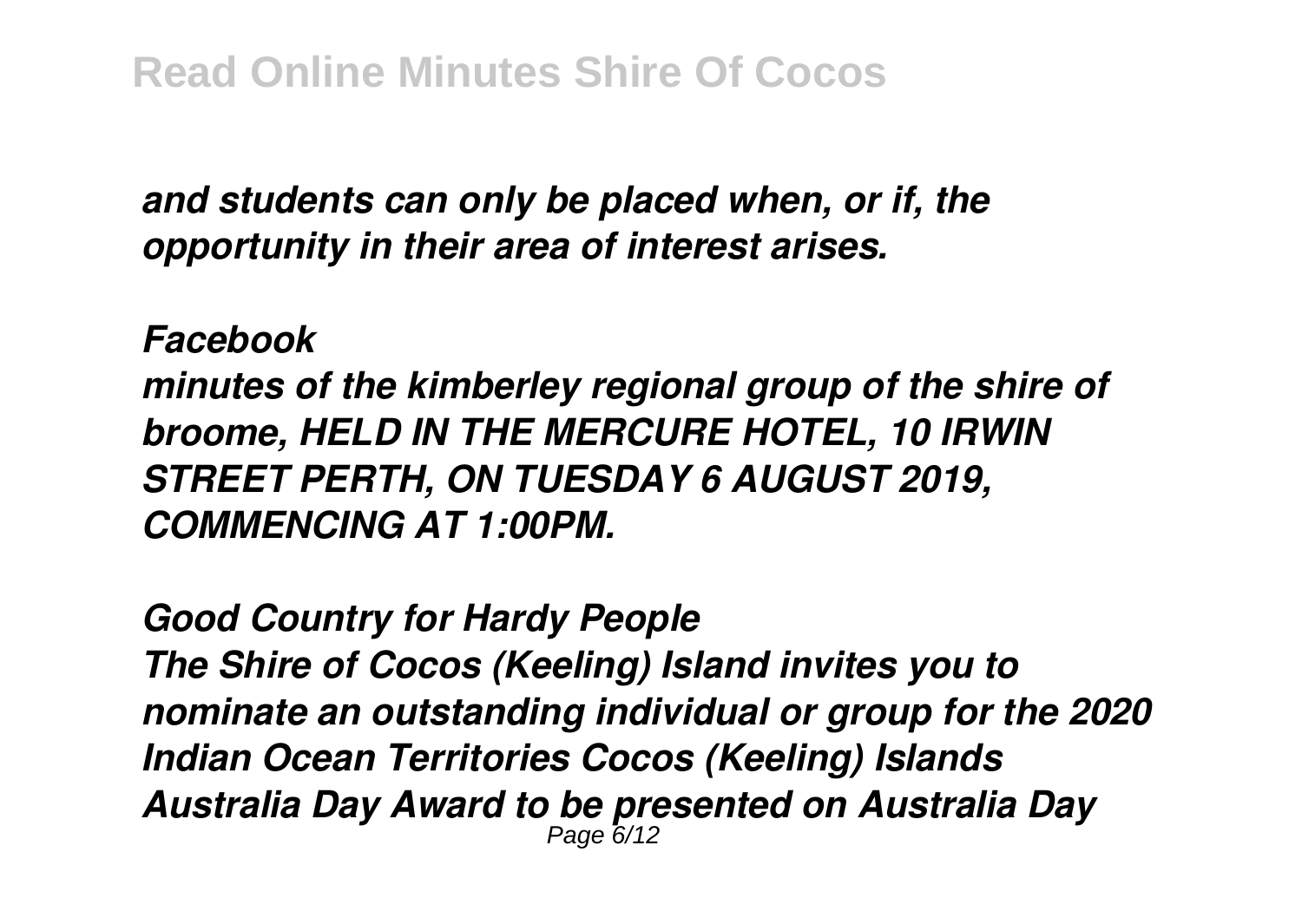*and students can only be placed when, or if, the opportunity in their area of interest arises.*

***Facebook***

***minutes of the kimberley regional group of the shire of broome, HELD IN THE MERCURE HOTEL, 10 IRWIN STREET PERTH, ON TUESDAY 6 AUGUST 2019, COMMENCING AT 1:00PM.***

***Good Country for Hardy People***

***The Shire of Cocos (Keeling) Island invites you to nominate an outstanding individual or group for the 2020 Indian Ocean Territories Cocos (Keeling) Islands Australia Day Award to be presented on Australia Day***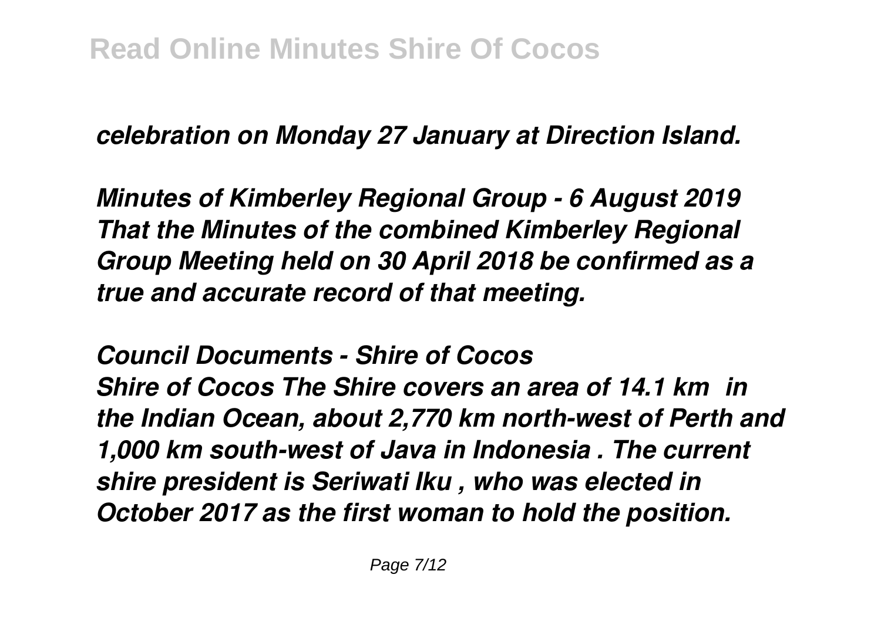*celebration on Monday 27 January at Direction Island.*

***Minutes of Kimberley Regional Group - 6 August 2019***
***That the Minutes of the combined Kimberley Regional Group Meeting held on 30 April 2018 be confirmed as a true and accurate record of that meeting.***

***Council Documents - Shire of Cocos***
***Shire of Cocos The Shire covers an area of 14.1 km in the Indian Ocean, about 2,770 km north-west of Perth and 1,000 km south-west of Java in Indonesia . The current shire president is Seriwati Iku , who was elected in October 2017 as the first woman to hold the position.***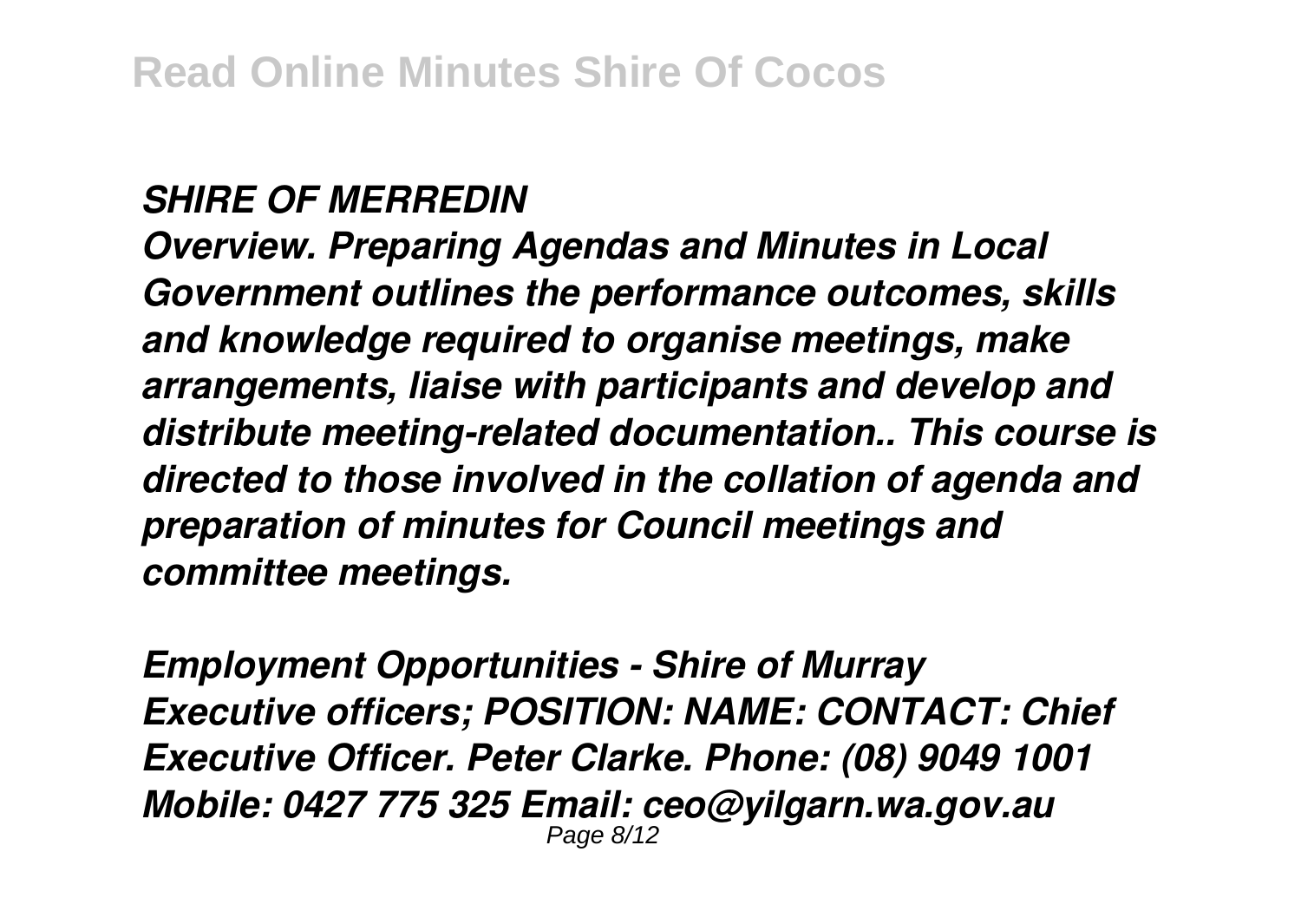*SHIRE OF MERREDIN*

*Overview. Preparing Agendas and Minutes in Local Government outlines the performance outcomes, skills and knowledge required to organise meetings, make arrangements, liaise with participants and develop and distribute meeting-related documentation.. This course is directed to those involved in the collation of agenda and preparation of minutes for Council meetings and committee meetings.*

*Employment Opportunities - Shire of Murray*

*Executive officers; POSITION: NAME: CONTACT: Chief Executive Officer. Peter Clarke. Phone: (08) 9049 1001 Mobile: 0427 775 325 Email: ceo@yilgarn.wa.gov.au*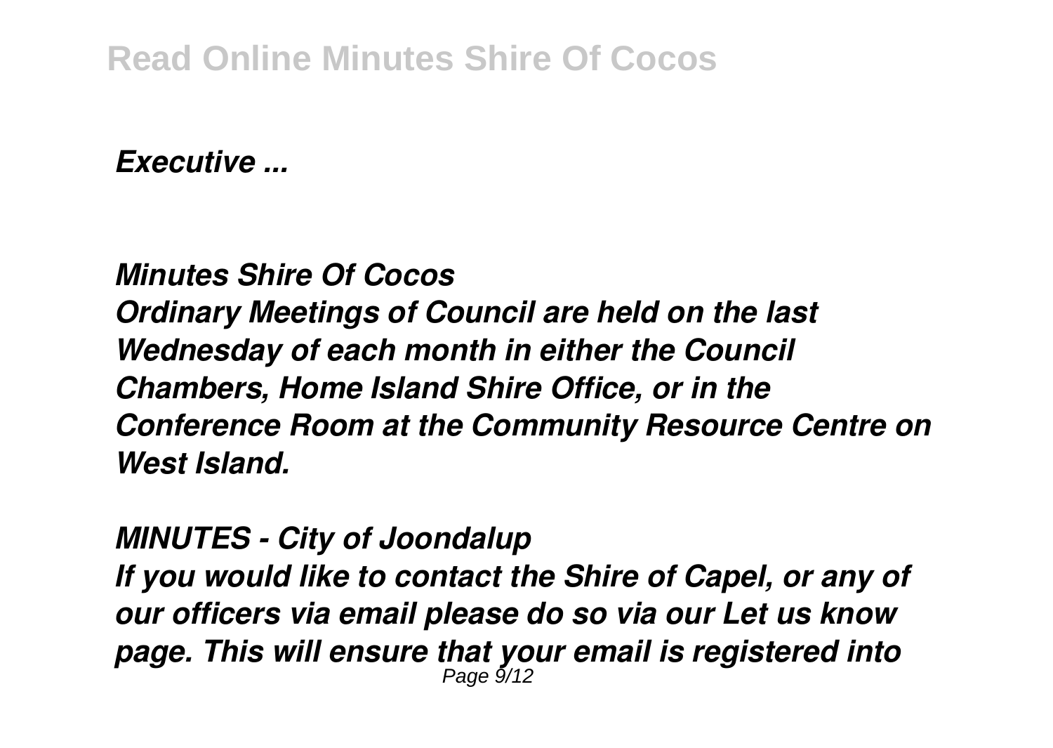*Executive ...*

## *Minutes Shire Of Cocos*

*Ordinary Meetings of Council are held on the last Wednesday of each month in either the Council Chambers, Home Island Shire Office, or in the Conference Room at the Community Resource Centre on West Island.*

## *MINUTES - City of Joondalup*

*If you would like to contact the Shire of Capel, or any of our officers via email please do so via our Let us know page. This will ensure that your email is registered into*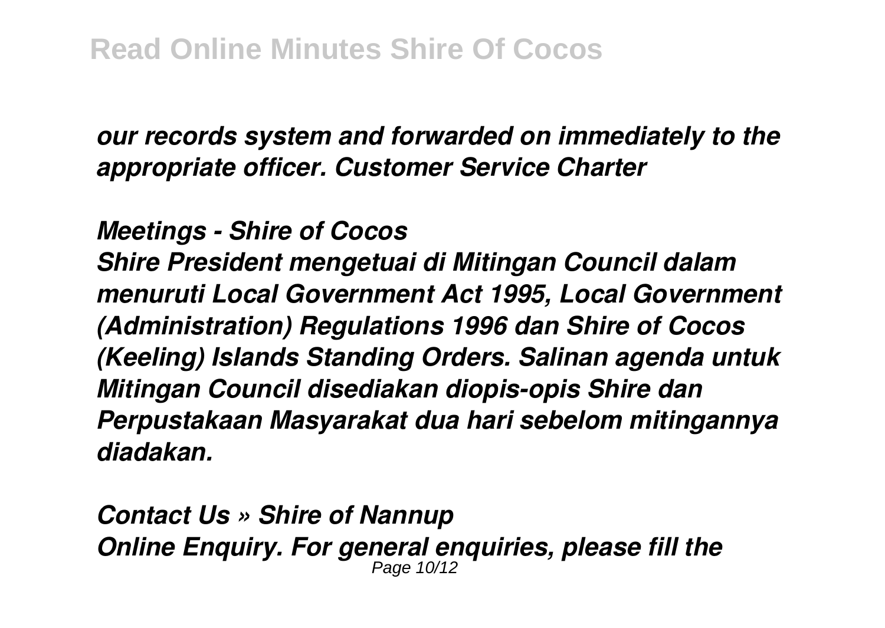*our records system and forwarded on immediately to the appropriate officer. Customer Service Charter*

***Meetings - Shire of Cocos***

***Shire President mengetuai di Mitingan Council dalam menuruti Local Government Act 1995, Local Government (Administration) Regulations 1996 dan Shire of Cocos (Keeling) Islands Standing Orders. Salinan agenda untuk Mitingan Council disediakan diopis-opis Shire dan Perpustakaan Masyarakat dua hari sebelom mitingannya diadakan.***

***Contact Us » Shire of Nannup***

***Online Enquiry. For general enquiries, please fill the***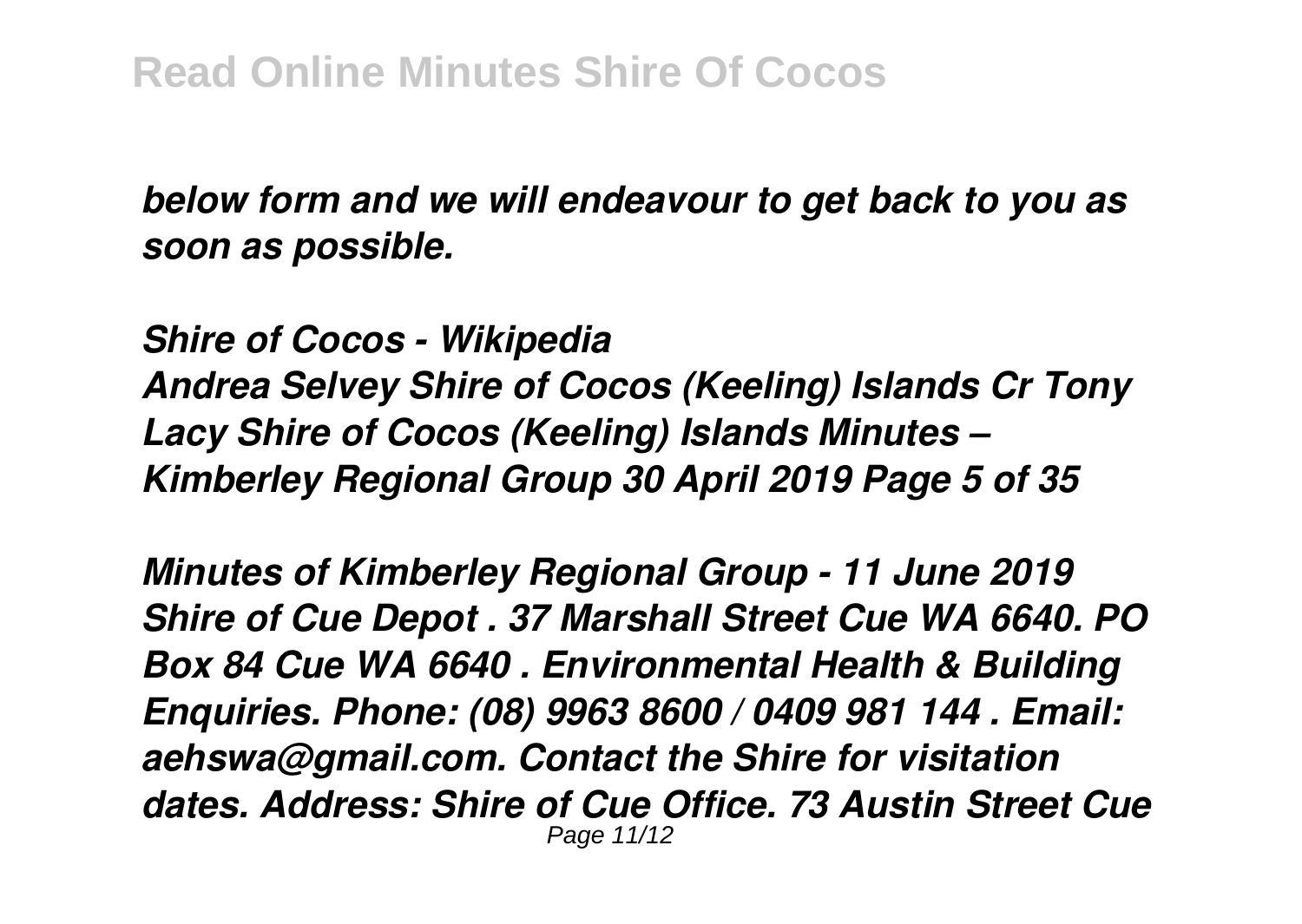*below form and we will endeavour to get back to you as soon as possible.*

***Shire of Cocos - Wikipedia***

***Andrea Selvey Shire of Cocos (Keeling) Islands Cr Tony Lacy Shire of Cocos (Keeling) Islands Minutes – Kimberley Regional Group 30 April 2019 Page 5 of 35***

***Minutes of Kimberley Regional Group - 11 June 2019***

***Shire of Cue Depot . 37 Marshall Street Cue WA 6640. PO Box 84 Cue WA 6640 . Environmental Health & Building Enquiries. Phone: (08) 9963 8600 / 0409 981 144 . Email: aehswa@gmail.com. Contact the Shire for visitation dates. Address: Shire of Cue Office. 73 Austin Street Cue***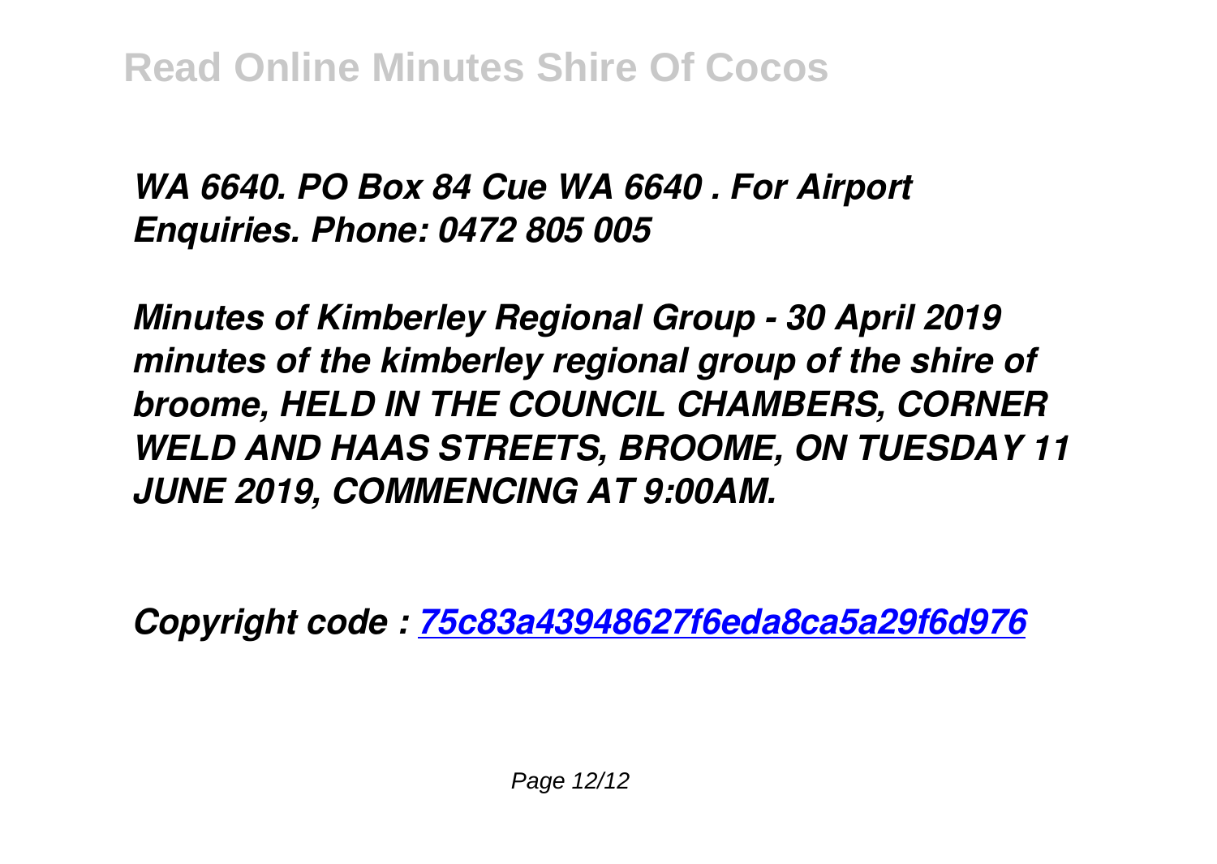*WA 6640. PO Box 84 Cue WA 6640 . For Airport Enquiries. Phone: 0472 805 005*

***Minutes of Kimberley Regional Group - 30 April 2019 minutes of the kimberley regional group of the shire of broome, HELD IN THE COUNCIL CHAMBERS, CORNER WELD AND HAAS STREETS, BROOME, ON TUESDAY 11 JUNE 2019, COMMENCING AT 9:00AM.***

***Copyright code : 75c83a43948627f6eda8ca5a29f6d976***